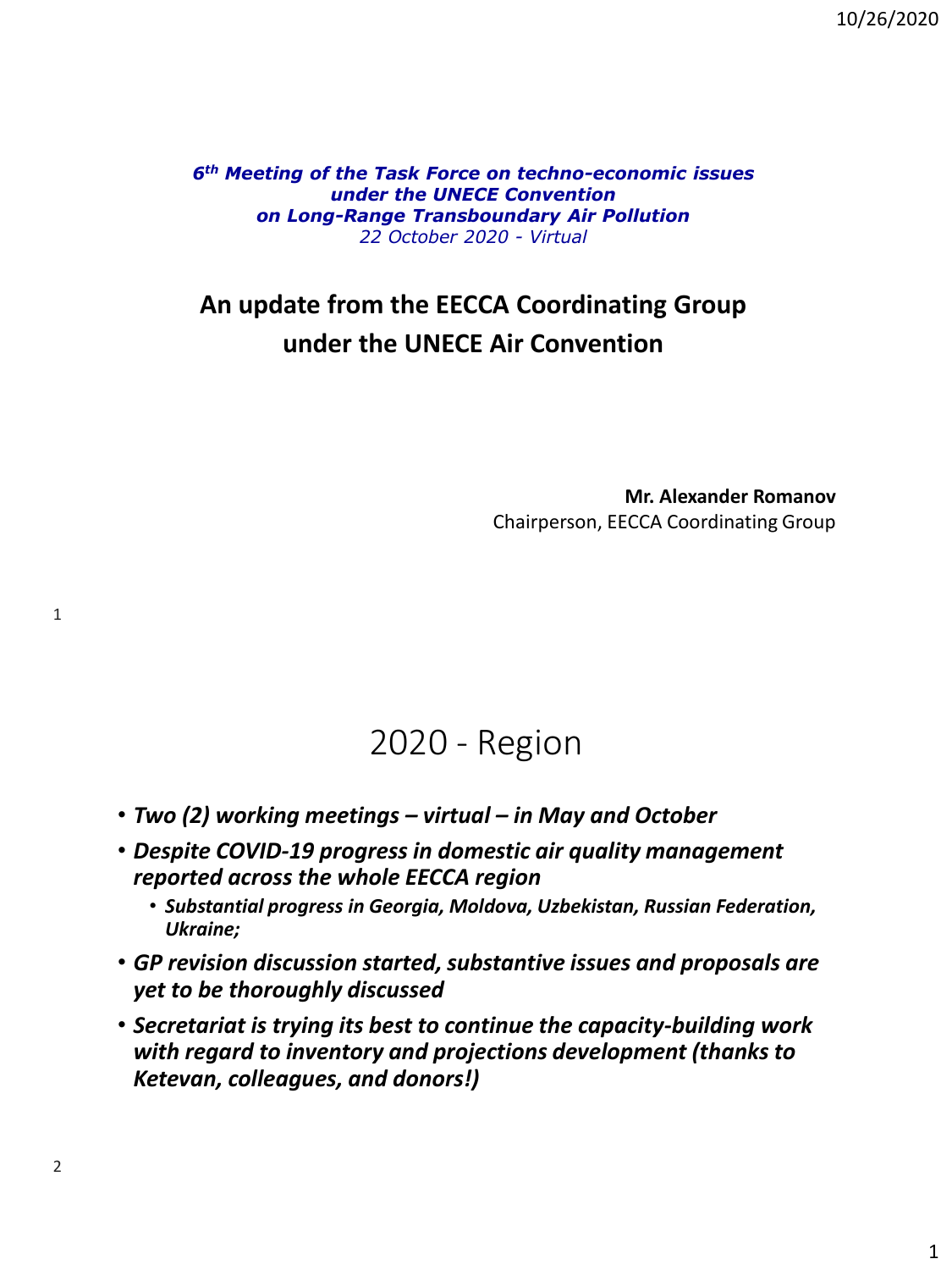*6th Meeting of the Task Force on techno-economic issues under the UNECE Convention on Long-Range Transboundary Air Pollution*
*22 October 2020 - Virtual*

# An update from the EECCA Coordinating Group under the UNECE Air Convention

**Mr. Alexander Romanov**
Chairperson, EECCA Coordinating Group

---

# 2020 - Region

- ***Two (2) working meetings – virtual – in May and October***
- ***Despite COVID-19 progress in domestic air quality management reported across the whole EECCA region***
  - ***Substantial progress in Georgia, Moldova, Uzbekistan, Russian Federation, Ukraine;***
- ***GP revision discussion started, substantive issues and proposals are yet to be thoroughly discussed***
- ***Secretariat is trying its best to continue the capacity-building work with regard to inventory and projections development (thanks to Ketevan, colleagues, and donors!)***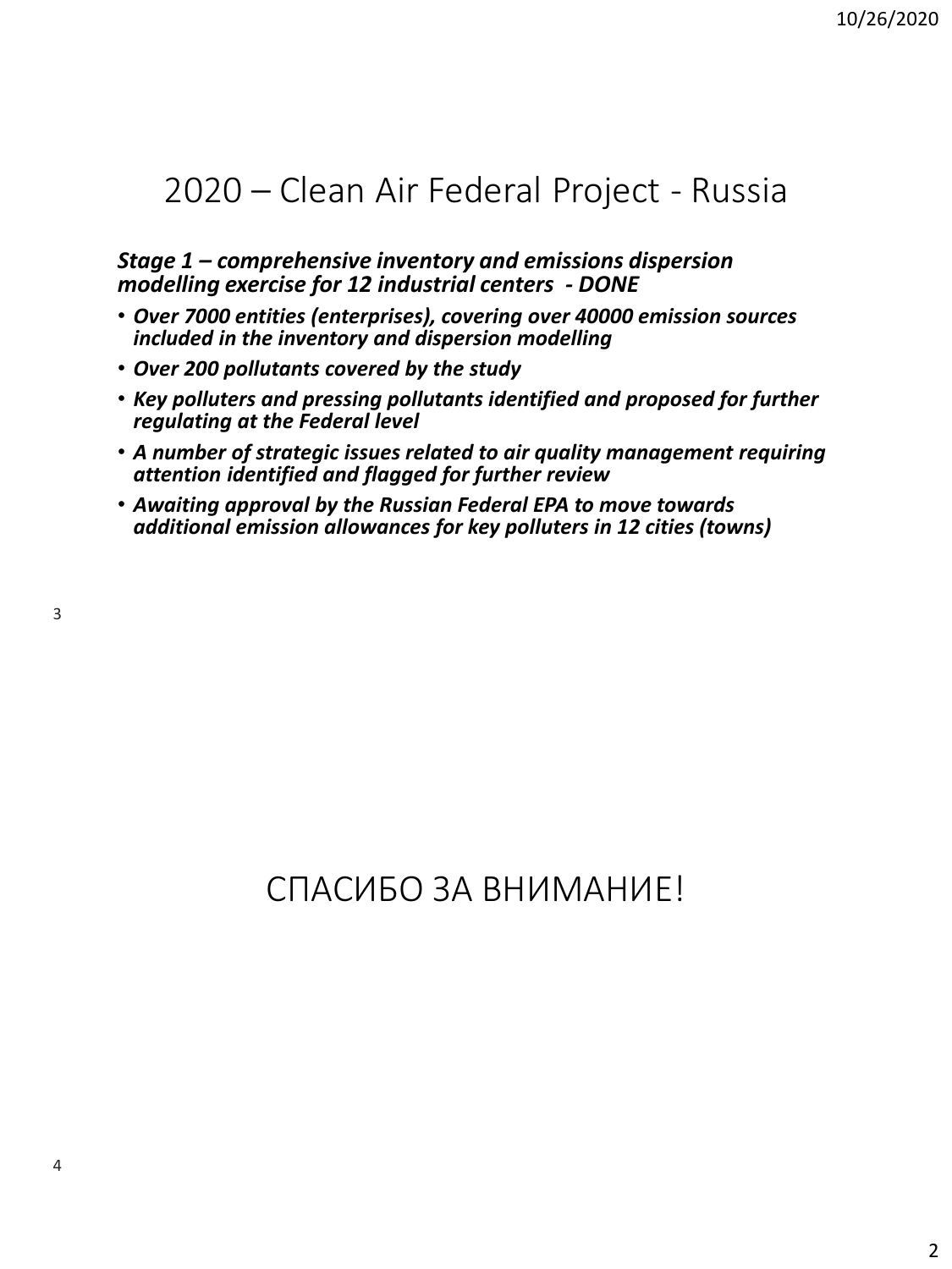# 2020 – Clean Air Federal Project - Russia

***Stage 1 – comprehensive inventory and emissions dispersion modelling exercise for 12 industrial centers - DONE***

- ***Over 7000 entities (enterprises), covering over 40000 emission sources included in the inventory and dispersion modelling***
- ***Over 200 pollutants covered by the study***
- ***Key polluters and pressing pollutants identified and proposed for further regulating at the Federal level***
- ***A number of strategic issues related to air quality management requiring attention identified and flagged for further review***
- ***Awaiting approval by the Russian Federal EPA to move towards additional emission allowances for key polluters in 12 cities (towns)***

# СПАСИБО ЗА ВНИМАНИЕ!